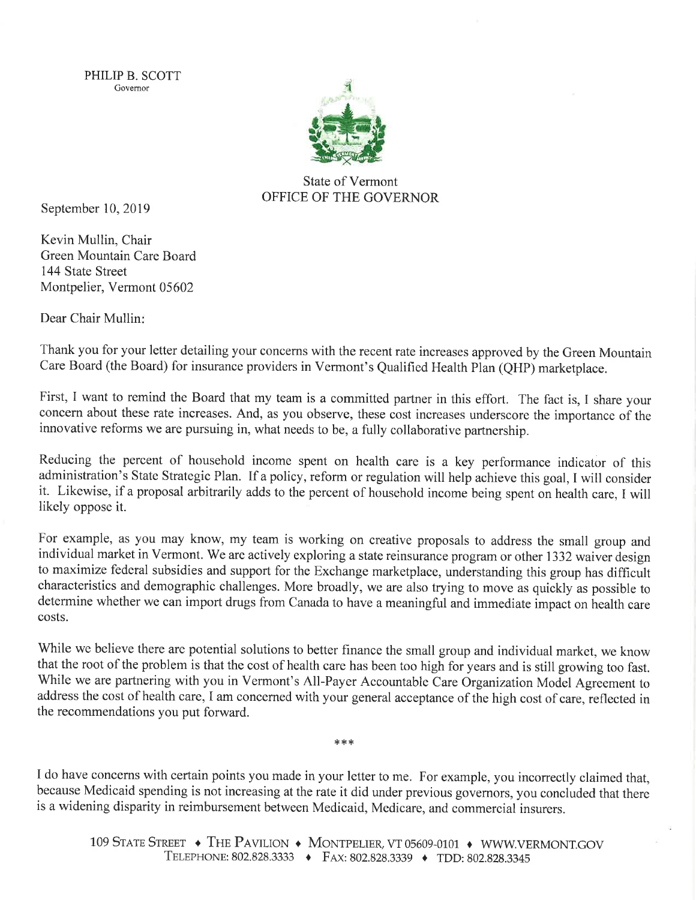PHILIP B. SCOTT
Governor

State of Vermont
OFFICE OF THE GOVERNOR

September 10, 2019

Kevin Mullin, Chair
Green Mountain Care Board
144 State Street
Montpelier, Vermont 05602

Dear Chair Mullin:

Thank you for your letter detailing your concerns with the recent rate increases approved by the Green Mountain Care Board (the Board) for insurance providers in Vermont's Qualified Health Plan (QHP) marketplace.

First, I want to remind the Board that my team is a committed partner in this effort. The fact is, I share your concern about these rate increases. And, as you observe, these cost increases underscore the importance of the innovative reforms we are pursuing in, what needs to be, a fully collaborative partnership.

Reducing the percent of household income spent on health care is a key performance indicator of this administration's State Strategic Plan. If a policy, reform or regulation will help achieve this goal, I will consider it. Likewise, if a proposal arbitrarily adds to the percent of household income being spent on health care, I will likely oppose it.

For example, as you may know, my team is working on creative proposals to address the small group and individual market in Vermont. We are actively exploring a state reinsurance program or other 1332 waiver design to maximize federal subsidies and support for the Exchange marketplace, understanding this group has difficult characteristics and demographic challenges. More broadly, we are also trying to move as quickly as possible to determine whether we can import drugs from Canada to have a meaningful and immediate impact on health care costs.

While we believe there are potential solutions to better finance the small group and individual market, we know that the root of the problem is that the cost of health care has been too high for years and is still growing too fast. While we are partnering with you in Vermont's All-Payer Accountable Care Organization Model Agreement to address the cost of health care, I am concerned with your general acceptance of the high cost of care, reflected in the recommendations you put forward.

***

I do have concerns with certain points you made in your letter to me. For example, you incorrectly claimed that, because Medicaid spending is not increasing at the rate it did under previous governors, you concluded that there is a widening disparity in reimbursement between Medicaid, Medicare, and commercial insurers.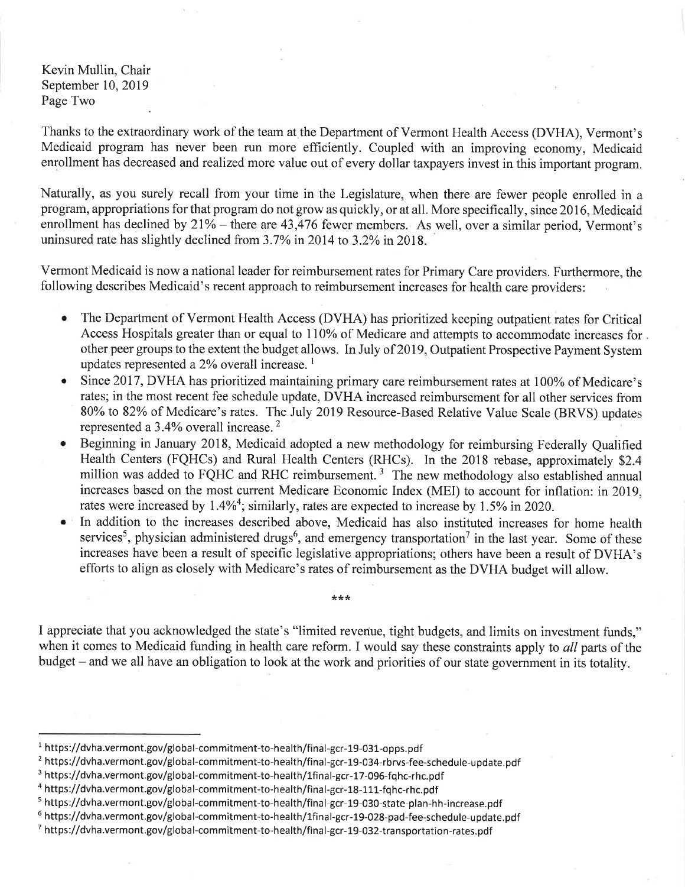Kevin Mullin, Chair
September 10, 2019

Thanks to the extraordinary work of the team at the Department of Vermont Health Access (DVHA), Vermont's Medicaid program has never been run more efficiently. Coupled with an improving economy, Medicaid enrollment has decreased and realized more value out of every dollar taxpayers invest in this important program.

Naturally, as you surely recall from your time in the Legislature, when there are fewer people enrolled in a program, appropriations for that program do not grow as quickly, or at all. More specifically, since 2016, Medicaid enrollment has declined by 21% – there are 43,476 fewer members. As well, over a similar period, Vermont's uninsured rate has slightly declined from 3.7% in 2014 to 3.2% in 2018.

Vermont Medicaid is now a national leader for reimbursement rates for Primary Care providers. Furthermore, the following describes Medicaid's recent approach to reimbursement increases for health care providers:

- The Department of Vermont Health Access (DVHA) has prioritized keeping outpatient rates for Critical Access Hospitals greater than or equal to 110% of Medicare and attempts to accommodate increases for other peer groups to the extent the budget allows. In July of 2019, Outpatient Prospective Payment System updates represented a 2% overall increase. [1]
- Since 2017, DVHA has prioritized maintaining primary care reimbursement rates at 100% of Medicare's rates; in the most recent fee schedule update, DVHA increased reimbursement for all other services from 80% to 82% of Medicare's rates. The July 2019 Resource-Based Relative Value Scale (BRVS) updates represented a 3.4% overall increase. [2]
- Beginning in January 2018, Medicaid adopted a new methodology for reimbursing Federally Qualified Health Centers (FQHCs) and Rural Health Centers (RHCs). In the 2018 rebase, approximately $2.4 million was added to FQHC and RHC reimbursement. [3] The new methodology also established annual increases based on the most current Medicare Economic Index (MEI) to account for inflation: in 2019, rates were increased by 1.4%[4]; similarly, rates are expected to increase by 1.5% in 2020.
- In addition to the increases described above, Medicaid has also instituted increases for home health services[5], physician administered drugs[6], and emergency transportation[7] in the last year. Some of these increases have been a result of specific legislative appropriations; others have been a result of DVHA's efforts to align as closely with Medicare's rates of reimbursement as the DVHA budget will allow.

\*\*\*

I appreciate that you acknowledged the state's "limited revenue, tight budgets, and limits on investment funds," when it comes to Medicaid funding in health care reform. I would say these constraints apply to *all* parts of the budget – and we all have an obligation to look at the work and priorities of our state government in its totality.

---

[1] https://dvha.vermont.gov/global-commitment-to-health/final-gcr-19-031-opps.pdf
[2] https://dvha.vermont.gov/global-commitment-to-health/final-gcr-19-034-rbrvs-fee-schedule-update.pdf
[3] https://dvha.vermont.gov/global-commitment-to-health/1final-gcr-17-096-fqhc-rhc.pdf
[4] https://dvha.vermont.gov/global-commitment-to-health/final-gcr-18-111-fqhc-rhc.pdf
[5] https://dvha.vermont.gov/global-commitment-to-health/final-gcr-19-030-state-plan-hh-increase.pdf
[6] https://dvha.vermont.gov/global-commitment-to-health/1final-gcr-19-028-pad-fee-schedule-update.pdf
[7] https://dvha.vermont.gov/global-commitment-to-health/final-gcr-19-032-transportation-rates.pdf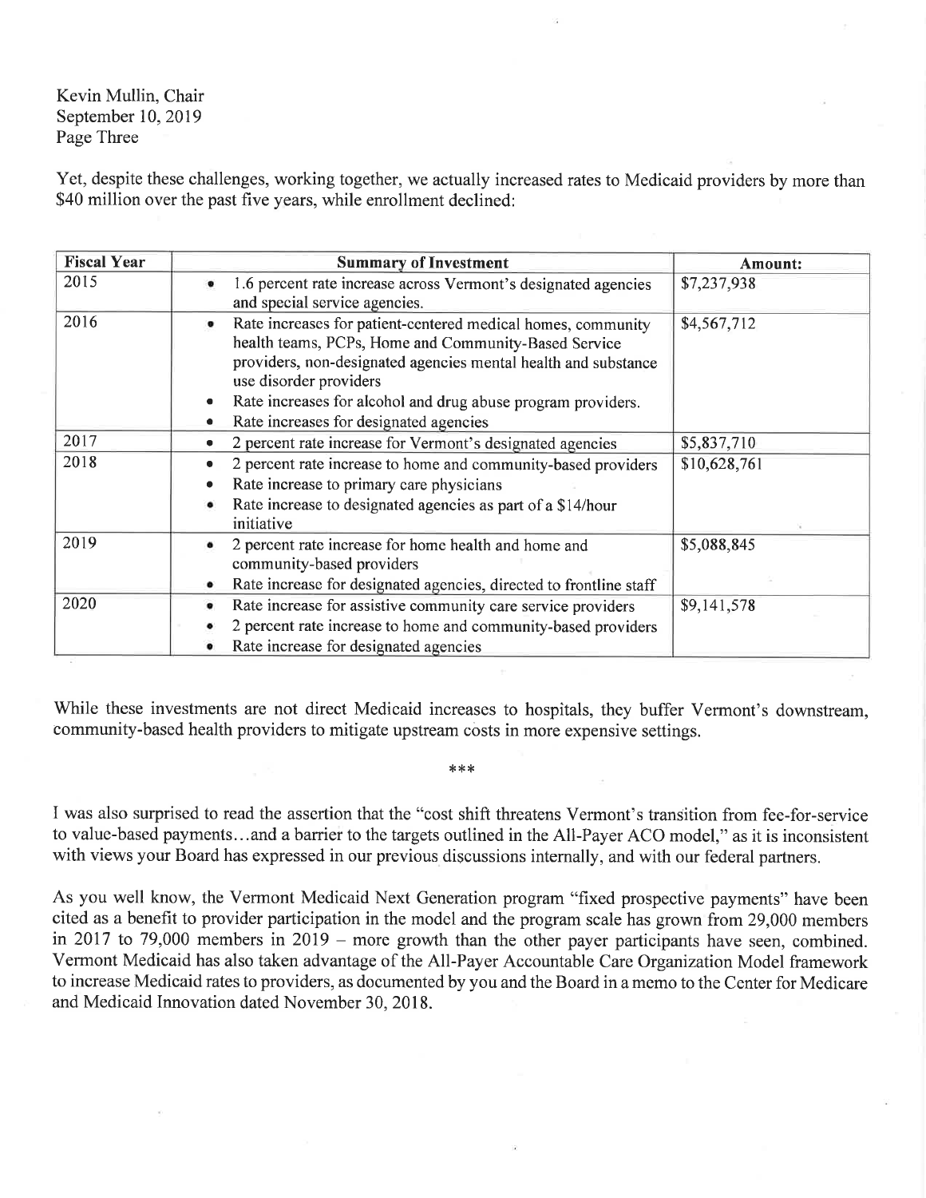Kevin Mullin, Chair
September 10, 2019
Page Three

Yet, despite these challenges, working together, we actually increased rates to Medicaid providers by more than $40 million over the past five years, while enrollment declined:

| Fiscal Year | Summary of Investment | Amount: |
| --- | --- | --- |
| 2015 | • 1.6 percent rate increase across Vermont's designated agencies and special service agencies. | $7,237,938 |
| 2016 | • Rate increases for patient-centered medical homes, community health teams, PCPs, Home and Community-Based Service providers, non-designated agencies mental health and substance use disorder providers<br>• Rate increases for alcohol and drug abuse program providers.<br>• Rate increases for designated agencies | $4,567,712 |
| 2017 | • 2 percent rate increase for Vermont's designated agencies | $5,837,710 |
| 2018 | • 2 percent rate increase to home and community-based providers<br>• Rate increase to primary care physicians<br>• Rate increase to designated agencies as part of a $14/hour initiative | $10,628,761 |
| 2019 | • 2 percent rate increase for home health and home and community-based providers<br>• Rate increase for designated agencies, directed to frontline staff | $5,088,845 |
| 2020 | • Rate increase for assistive community care service providers<br>• 2 percent rate increase to home and community-based providers<br>• Rate increase for designated agencies | $9,141,578 |

While these investments are not direct Medicaid increases to hospitals, they buffer Vermont's downstream, community-based health providers to mitigate upstream costs in more expensive settings.

***

I was also surprised to read the assertion that the "cost shift threatens Vermont's transition from fee-for-service to value-based payments…and a barrier to the targets outlined in the All-Payer ACO model," as it is inconsistent with views your Board has expressed in our previous discussions internally, and with our federal partners.

As you well know, the Vermont Medicaid Next Generation program "fixed prospective payments" have been cited as a benefit to provider participation in the model and the program scale has grown from 29,000 members in 2017 to 79,000 members in 2019 – more growth than the other payer participants have seen, combined. Vermont Medicaid has also taken advantage of the All-Payer Accountable Care Organization Model framework to increase Medicaid rates to providers, as documented by you and the Board in a memo to the Center for Medicare and Medicaid Innovation dated November 30, 2018.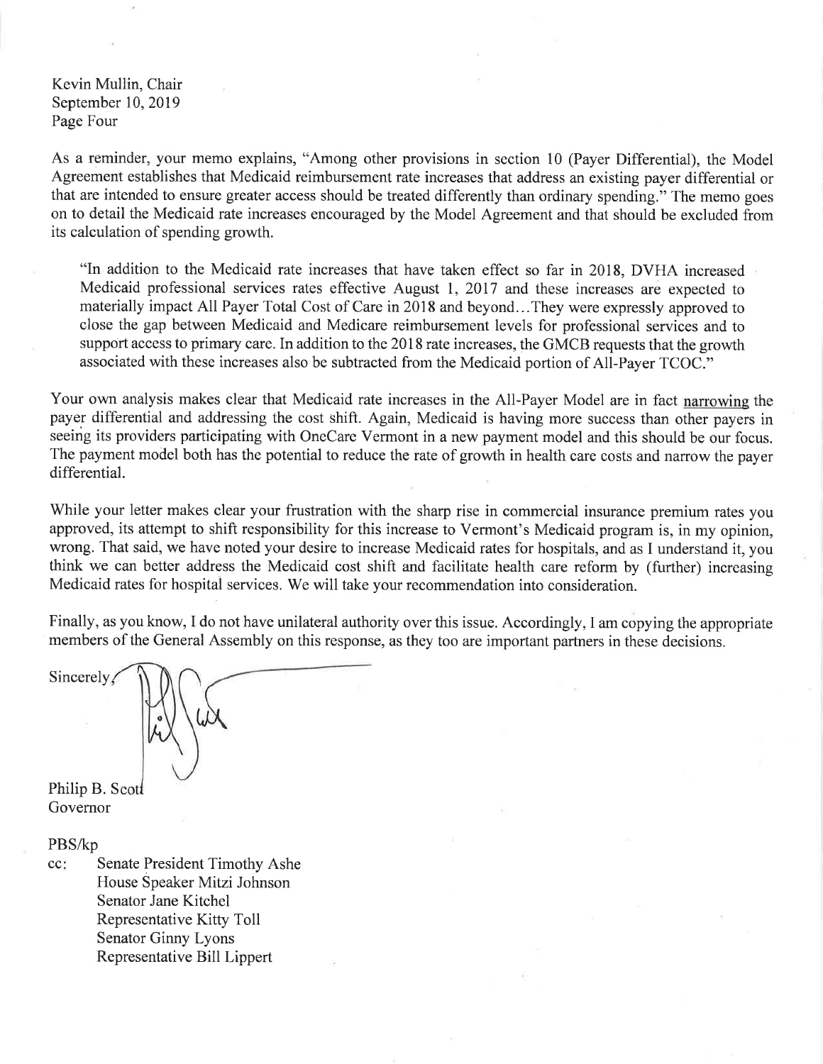Kevin Mullin, Chair
September 10, 2019
Page Four

As a reminder, your memo explains, "Among other provisions in section 10 (Payer Differential), the Model Agreement establishes that Medicaid reimbursement rate increases that address an existing payer differential or that are intended to ensure greater access should be treated differently than ordinary spending." The memo goes on to detail the Medicaid rate increases encouraged by the Model Agreement and that should be excluded from its calculation of spending growth.

> "In addition to the Medicaid rate increases that have taken effect so far in 2018, DVHA increased Medicaid professional services rates effective August 1, 2017 and these increases are expected to materially impact All Payer Total Cost of Care in 2018 and beyond...They were expressly approved to close the gap between Medicaid and Medicare reimbursement levels for professional services and to support access to primary care. In addition to the 2018 rate increases, the GMCB requests that the growth associated with these increases also be subtracted from the Medicaid portion of All-Payer TCOC."

Your own analysis makes clear that Medicaid rate increases in the All-Payer Model are in fact <u>narrowing</u> the payer differential and addressing the cost shift. Again, Medicaid is having more success than other payers in seeing its providers participating with OneCare Vermont in a new payment model and this should be our focus. The payment model both has the potential to reduce the rate of growth in health care costs and narrow the payer differential.

While your letter makes clear your frustration with the sharp rise in commercial insurance premium rates you approved, its attempt to shift responsibility for this increase to Vermont's Medicaid program is, in my opinion, wrong. That said, we have noted your desire to increase Medicaid rates for hospitals, and as I understand it, you think we can better address the Medicaid cost shift and facilitate health care reform by (further) increasing Medicaid rates for hospital services. We will take your recommendation into consideration.

Finally, as you know, I do not have unilateral authority over this issue. Accordingly, I am copying the appropriate members of the General Assembly on this response, as they too are important partners in these decisions.

Sincerely,

Philip B. Scott
Governor

PBS/kp

cc: Senate President Timothy Ashe
House Speaker Mitzi Johnson
Senator Jane Kitchel
Representative Kitty Toll
Senator Ginny Lyons
Representative Bill Lippert